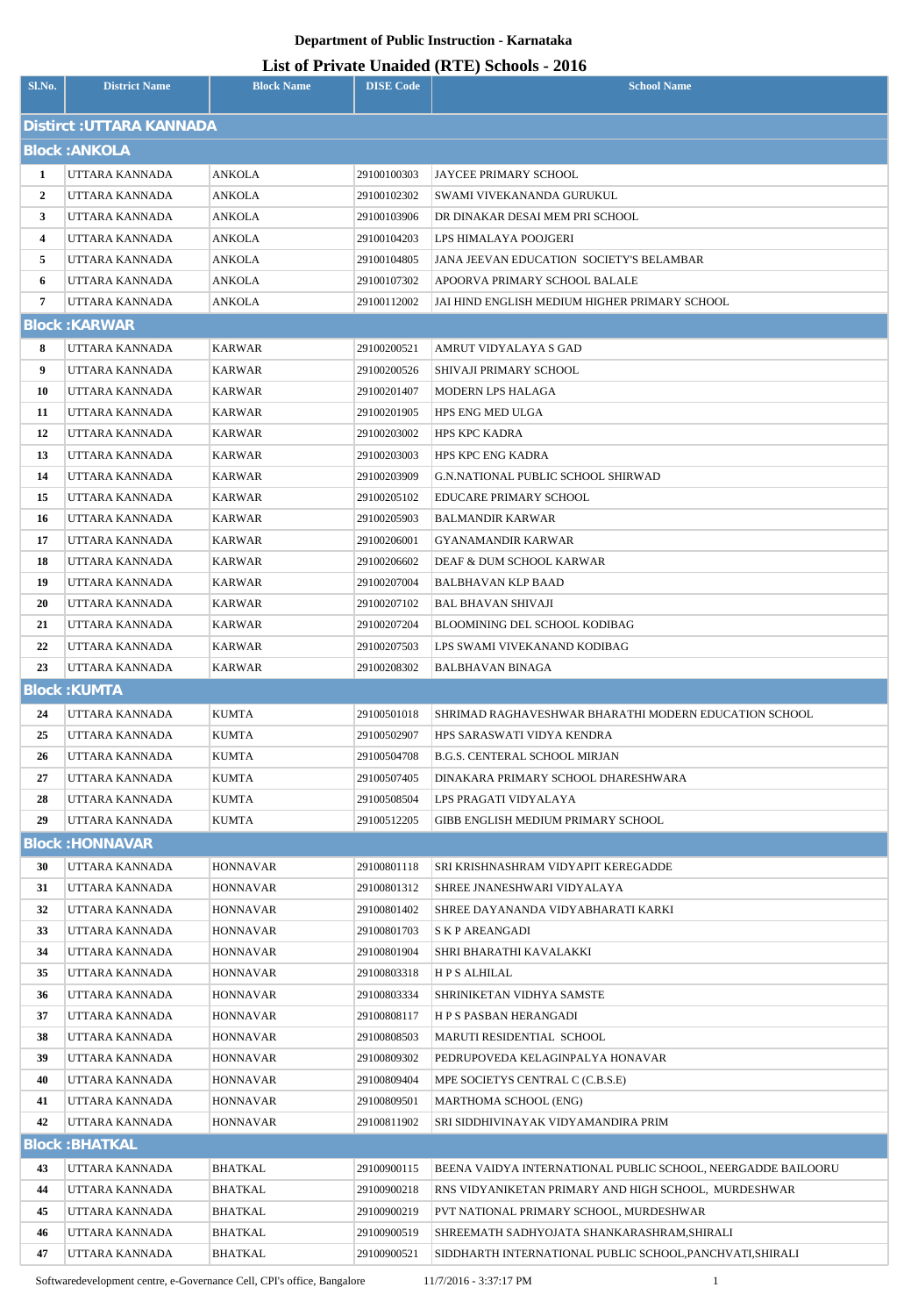# Department of Public Instruction - Karnataka

## List of Private Unaided (RTE) Schools - 2016

| Sl.No. | District Name | Block Name | DISE Code | School Name |
|---|---|---|---|---|
| **Distirct :UTTARA KANNADA** | | | | |
| **Block :ANKOLA** | | | | |
| 1 | UTTARA KANNADA | ANKOLA | 29100100303 | JAYCEE PRIMARY SCHOOL |
| 2 | UTTARA KANNADA | ANKOLA | 29100102302 | SWAMI VIVEKANANDA GURUKUL |
| 3 | UTTARA KANNADA | ANKOLA | 29100103906 | DR DINAKAR DESAI MEM PRI SCHOOL |
| 4 | UTTARA KANNADA | ANKOLA | 29100104203 | LPS HIMALAYA POOJGERI |
| 5 | UTTARA KANNADA | ANKOLA | 29100104805 | JANA JEEVAN EDUCATION SOCIETY'S BELAMBAR |
| 6 | UTTARA KANNADA | ANKOLA | 29100107302 | APOORVA PRIMARY SCHOOL BALALE |
| 7 | UTTARA KANNADA | ANKOLA | 29100112002 | JAI HIND ENGLISH MEDIUM HIGHER PRIMARY SCHOOL |
| **Block :KARWAR** | | | | |
| 8 | UTTARA KANNADA | KARWAR | 29100200521 | AMRUT VIDYALAYA S GAD |
| 9 | UTTARA KANNADA | KARWAR | 29100200526 | SHIVAJI PRIMARY SCHOOL |
| 10 | UTTARA KANNADA | KARWAR | 29100201407 | MODERN LPS HALAGA |
| 11 | UTTARA KANNADA | KARWAR | 29100201905 | HPS ENG MED ULGA |
| 12 | UTTARA KANNADA | KARWAR | 29100203002 | HPS KPC KADRA |
| 13 | UTTARA KANNADA | KARWAR | 29100203003 | HPS KPC ENG KADRA |
| 14 | UTTARA KANNADA | KARWAR | 29100203909 | G.N.NATIONAL PUBLIC SCHOOL SHIRWAD |
| 15 | UTTARA KANNADA | KARWAR | 29100205102 | EDUCARE PRIMARY SCHOOL |
| 16 | UTTARA KANNADA | KARWAR | 29100205903 | BALMANDIR KARWAR |
| 17 | UTTARA KANNADA | KARWAR | 29100206001 | GYANAMANDIR KARWAR |
| 18 | UTTARA KANNADA | KARWAR | 29100206602 | DEAF & DUM SCHOOL KARWAR |
| 19 | UTTARA KANNADA | KARWAR | 29100207004 | BALBHAVAN KLP BAAD |
| 20 | UTTARA KANNADA | KARWAR | 29100207102 | BAL BHAVAN SHIVAJI |
| 21 | UTTARA KANNADA | KARWAR | 29100207204 | BLOOMINING DEL SCHOOL KODIBAG |
| 22 | UTTARA KANNADA | KARWAR | 29100207503 | LPS SWAMI VIVEKANAND KODIBAG |
| 23 | UTTARA KANNADA | KARWAR | 29100208302 | BALBHAVAN BINAGA |
| **Block :KUMTA** | | | | |
| 24 | UTTARA KANNADA | KUMTA | 29100501018 | SHRIMAD RAGHAVESHWAR BHARATHI MODERN EDUCATION SCHOOL |
| 25 | UTTARA KANNADA | KUMTA | 29100502907 | HPS SARASWATI VIDYA KENDRA |
| 26 | UTTARA KANNADA | KUMTA | 29100504708 | B.G.S. CENTERAL SCHOOL MIRJAN |
| 27 | UTTARA KANNADA | KUMTA | 29100507405 | DINAKARA PRIMARY SCHOOL DHARESHWARA |
| 28 | UTTARA KANNADA | KUMTA | 29100508504 | LPS PRAGATI VIDYALAYA |
| 29 | UTTARA KANNADA | KUMTA | 29100512205 | GIBB ENGLISH MEDIUM PRIMARY SCHOOL |
| **Block :HONNAVAR** | | | | |
| 30 | UTTARA KANNADA | HONNAVAR | 29100801118 | SRI KRISHNASHRAM VIDYAPIT KEREGADDE |
| 31 | UTTARA KANNADA | HONNAVAR | 29100801312 | SHREE JNANESHWARI VIDYALAYA |
| 32 | UTTARA KANNADA | HONNAVAR | 29100801402 | SHREE DAYANANDA VIDYABHARATI KARKI |
| 33 | UTTARA KANNADA | HONNAVAR | 29100801703 | S K P AREANGADI |
| 34 | UTTARA KANNADA | HONNAVAR | 29100801904 | SHRI BHARATHI KAVALAKKI |
| 35 | UTTARA KANNADA | HONNAVAR | 29100803318 | H P S ALHILAL |
| 36 | UTTARA KANNADA | HONNAVAR | 29100803334 | SHRINIKETAN VIDHYA SAMSTE |
| 37 | UTTARA KANNADA | HONNAVAR | 29100808117 | H P S PASBAN HERANGADI |
| 38 | UTTARA KANNADA | HONNAVAR | 29100808503 | MARUTI RESIDENTIAL SCHOOL |
| 39 | UTTARA KANNADA | HONNAVAR | 29100809302 | PEDRUPOVEDA KELAGINPALYA HONAVAR |
| 40 | UTTARA KANNADA | HONNAVAR | 29100809404 | MPE SOCIETYS CENTRAL C (C.B.S.E) |
| 41 | UTTARA KANNADA | HONNAVAR | 29100809501 | MARTHOMA SCHOOL (ENG) |
| 42 | UTTARA KANNADA | HONNAVAR | 29100811902 | SRI SIDDHIVINAYAK VIDYAMANDIRA PRIM |
| **Block :BHATKAL** | | | | |
| 43 | UTTARA KANNADA | BHATKAL | 29100900115 | BEENA VAIDYA INTERNATIONAL PUBLIC SCHOOL, NEERGADDE BAILOORU |
| 44 | UTTARA KANNADA | BHATKAL | 29100900218 | RNS VIDYANIKETAN PRIMARY AND HIGH SCHOOL, MURDESHWAR |
| 45 | UTTARA KANNADA | BHATKAL | 29100900219 | PVT NATIONAL PRIMARY SCHOOL, MURDESHWAR |
| 46 | UTTARA KANNADA | BHATKAL | 29100900519 | SHREEMATH SADHYOJATA SHANKARASHRAM,SHIRALI |
| 47 | UTTARA KANNADA | BHATKAL | 29100900521 | SIDDHARTH INTERNATIONAL PUBLIC SCHOOL,PANCHVATI,SHIRALI |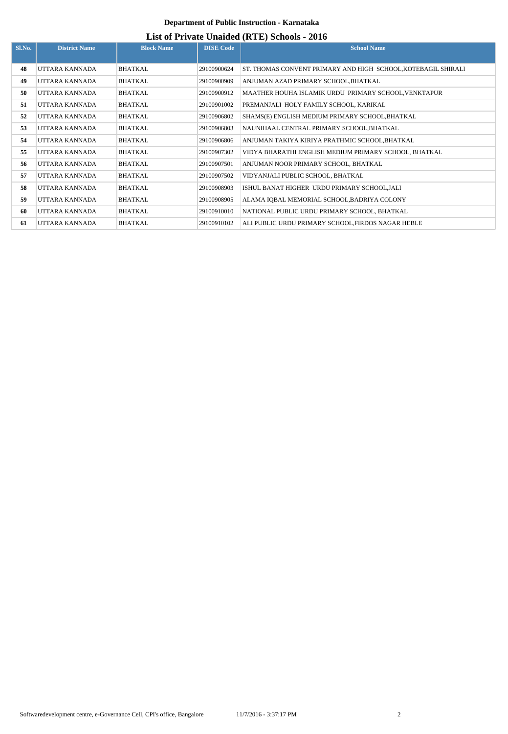**Department of Public Instruction - Karnataka**

## List of Private Unaided (RTE) Schools - 2016

| Sl.No. | District Name | Block Name | DISE Code | School Name |
|---|---|---|---|---|
| 48 | UTTARA KANNADA | BHATKAL | 29100900624 | ST. THOMAS CONVENT PRIMARY AND HIGH SCHOOL,KOTEBAGIL SHIRALI |
| 49 | UTTARA KANNADA | BHATKAL | 29100900909 | ANJUMAN AZAD PRIMARY SCHOOL,BHATKAL |
| 50 | UTTARA KANNADA | BHATKAL | 29100900912 | MAATHER HOUHA ISLAMIK URDU PRIMARY SCHOOL,VENKTAPUR |
| 51 | UTTARA KANNADA | BHATKAL | 29100901002 | PREMANJALI HOLY FAMILY SCHOOL, KARIKAL |
| 52 | UTTARA KANNADA | BHATKAL | 29100906802 | SHAMS(E) ENGLISH MEDIUM PRIMARY SCHOOL,BHATKAL |
| 53 | UTTARA KANNADA | BHATKAL | 29100906803 | NAUNIHAAL CENTRAL PRIMARY SCHOOL,BHATKAL |
| 54 | UTTARA KANNADA | BHATKAL | 29100906806 | ANJUMAN TAKIYA KIRIYA PRATHMIC SCHOOL,BHATKAL |
| 55 | UTTARA KANNADA | BHATKAL | 29100907302 | VIDYA BHARATHI ENGLISH MEDIUM PRIMARY SCHOOL, BHATKAL |
| 56 | UTTARA KANNADA | BHATKAL | 29100907501 | ANJUMAN NOOR PRIMARY SCHOOL, BHATKAL |
| 57 | UTTARA KANNADA | BHATKAL | 29100907502 | VIDYANJALI PUBLIC SCHOOL, BHATKAL |
| 58 | UTTARA KANNADA | BHATKAL | 29100908903 | ISHUL BANAT HIGHER URDU PRIMARY SCHOOL,JALI |
| 59 | UTTARA KANNADA | BHATKAL | 29100908905 | ALAMA IQBAL MEMORIAL SCHOOL,BADRIYA COLONY |
| 60 | UTTARA KANNADA | BHATKAL | 29100910010 | NATIONAL PUBLIC URDU PRIMARY SCHOOL, BHATKAL |
| 61 | UTTARA KANNADA | BHATKAL | 29100910102 | ALI PUBLIC URDU PRIMARY SCHOOL,FIRDOS NAGAR HEBLE |